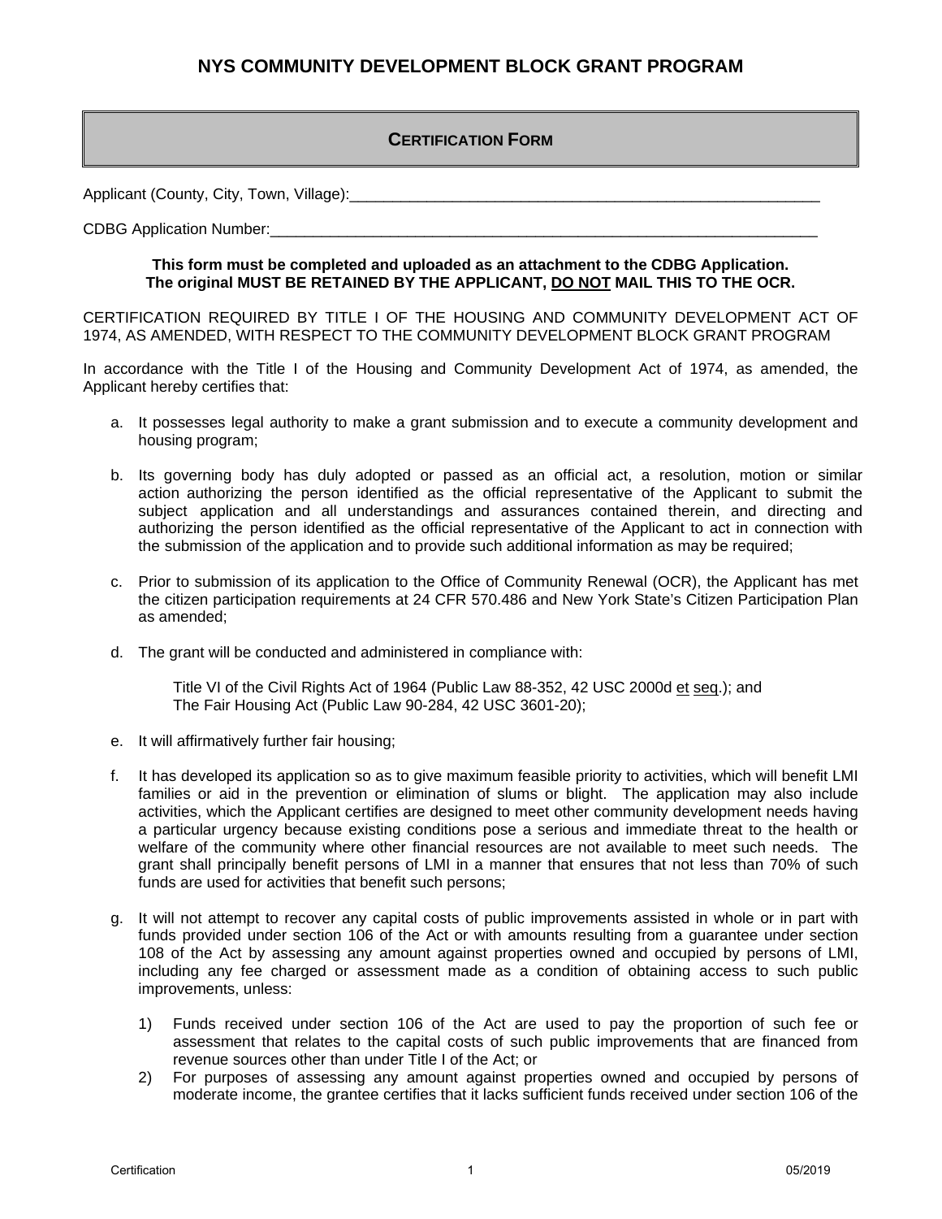# NYS COMMUNITY DEVELOPMENT BLOCK GRANT PROGRAM

## CERTIFICATION FORM

Applicant (County, City, Town, Village):_________________________________________________________

CDBG Application Number:________________________________________________________________

**This form must be completed and uploaded as an attachment to the CDBG Application. The original MUST BE RETAINED BY THE APPLICANT, DO NOT MAIL THIS TO THE OCR.**

CERTIFICATION REQUIRED BY TITLE I OF THE HOUSING AND COMMUNITY DEVELOPMENT ACT OF 1974, AS AMENDED, WITH RESPECT TO THE COMMUNITY DEVELOPMENT BLOCK GRANT PROGRAM

In accordance with the Title I of the Housing and Community Development Act of 1974, as amended, the Applicant hereby certifies that:

a. It possesses legal authority to make a grant submission and to execute a community development and housing program;

b. Its governing body has duly adopted or passed as an official act, a resolution, motion or similar action authorizing the person identified as the official representative of the Applicant to submit the subject application and all understandings and assurances contained therein, and directing and authorizing the person identified as the official representative of the Applicant to act in connection with the submission of the application and to provide such additional information as may be required;

c. Prior to submission of its application to the Office of Community Renewal (OCR), the Applicant has met the citizen participation requirements at 24 CFR 570.486 and New York State's Citizen Participation Plan as amended;

d. The grant will be conducted and administered in compliance with:

   Title VI of the Civil Rights Act of 1964 (Public Law 88-352, 42 USC 2000d et seq.); and
   The Fair Housing Act (Public Law 90-284, 42 USC 3601-20);

e. It will affirmatively further fair housing;

f. It has developed its application so as to give maximum feasible priority to activities, which will benefit LMI families or aid in the prevention or elimination of slums or blight. The application may also include activities, which the Applicant certifies are designed to meet other community development needs having a particular urgency because existing conditions pose a serious and immediate threat to the health or welfare of the community where other financial resources are not available to meet such needs. The grant shall principally benefit persons of LMI in a manner that ensures that not less than 70% of such funds are used for activities that benefit such persons;

g. It will not attempt to recover any capital costs of public improvements assisted in whole or in part with funds provided under section 106 of the Act or with amounts resulting from a guarantee under section 108 of the Act by assessing any amount against properties owned and occupied by persons of LMI, including any fee charged or assessment made as a condition of obtaining access to such public improvements, unless:

   1) Funds received under section 106 of the Act are used to pay the proportion of such fee or assessment that relates to the capital costs of such public improvements that are financed from revenue sources other than under Title I of the Act; or
   2) For purposes of assessing any amount against properties owned and occupied by persons of moderate income, the grantee certifies that it lacks sufficient funds received under section 106 of the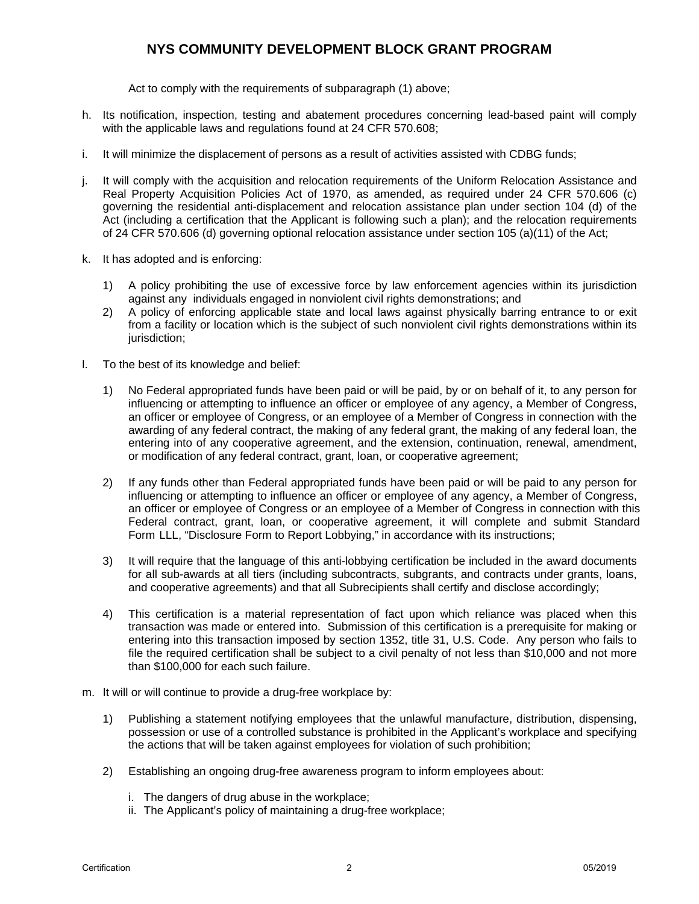Act to comply with the requirements of subparagraph (1) above;

h. Its notification, inspection, testing and abatement procedures concerning lead-based paint will comply with the applicable laws and regulations found at 24 CFR 570.608;

i. It will minimize the displacement of persons as a result of activities assisted with CDBG funds;

j. It will comply with the acquisition and relocation requirements of the Uniform Relocation Assistance and Real Property Acquisition Policies Act of 1970, as amended, as required under 24 CFR 570.606 (c) governing the residential anti-displacement and relocation assistance plan under section 104 (d) of the Act (including a certification that the Applicant is following such a plan); and the relocation requirements of 24 CFR 570.606 (d) governing optional relocation assistance under section 105 (a)(11) of the Act;

k. It has adopted and is enforcing:

   1) A policy prohibiting the use of excessive force by law enforcement agencies within its jurisdiction against any individuals engaged in nonviolent civil rights demonstrations; and
   2) A policy of enforcing applicable state and local laws against physically barring entrance to or exit from a facility or location which is the subject of such nonviolent civil rights demonstrations within its jurisdiction;

l. To the best of its knowledge and belief:

   1) No Federal appropriated funds have been paid or will be paid, by or on behalf of it, to any person for influencing or attempting to influence an officer or employee of any agency, a Member of Congress, an officer or employee of Congress, or an employee of a Member of Congress in connection with the awarding of any federal contract, the making of any federal grant, the making of any federal loan, the entering into of any cooperative agreement, and the extension, continuation, renewal, amendment, or modification of any federal contract, grant, loan, or cooperative agreement;

   2) If any funds other than Federal appropriated funds have been paid or will be paid to any person for influencing or attempting to influence an officer or employee of any agency, a Member of Congress, an officer or employee of Congress or an employee of a Member of Congress in connection with this Federal contract, grant, loan, or cooperative agreement, it will complete and submit Standard Form LLL, "Disclosure Form to Report Lobbying," in accordance with its instructions;

   3) It will require that the language of this anti-lobbying certification be included in the award documents for all sub-awards at all tiers (including subcontracts, subgrants, and contracts under grants, loans, and cooperative agreements) and that all Subrecipients shall certify and disclose accordingly;

   4) This certification is a material representation of fact upon which reliance was placed when this transaction was made or entered into. Submission of this certification is a prerequisite for making or entering into this transaction imposed by section 1352, title 31, U.S. Code. Any person who fails to file the required certification shall be subject to a civil penalty of not less than $10,000 and not more than $100,000 for each such failure.

m. It will or will continue to provide a drug-free workplace by:

   1) Publishing a statement notifying employees that the unlawful manufacture, distribution, dispensing, possession or use of a controlled substance is prohibited in the Applicant's workplace and specifying the actions that will be taken against employees for violation of such prohibition;

   2) Establishing an ongoing drug-free awareness program to inform employees about:

      i. The dangers of drug abuse in the workplace;
      ii. The Applicant's policy of maintaining a drug-free workplace;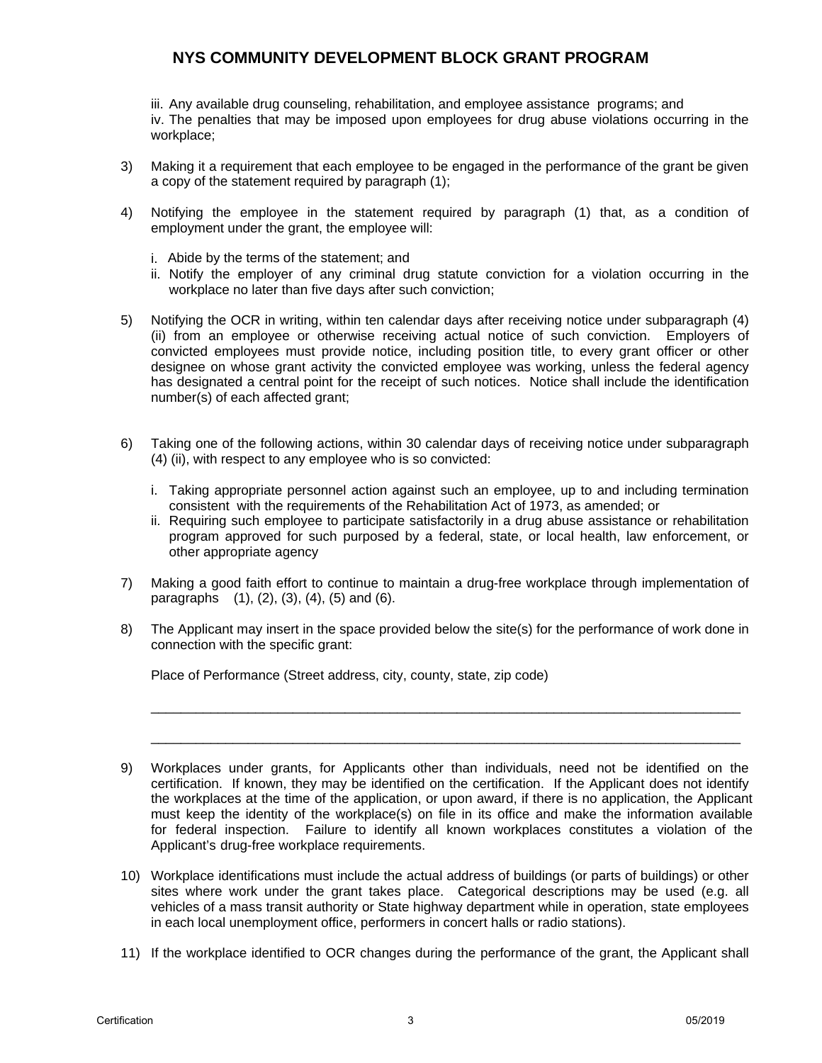iii. Any available drug counseling, rehabilitation, and employee assistance programs; and
iv. The penalties that may be imposed upon employees for drug abuse violations occurring in the workplace;

3) Making it a requirement that each employee to be engaged in the performance of the grant be given a copy of the statement required by paragraph (1);

4) Notifying the employee in the statement required by paragraph (1) that, as a condition of employment under the grant, the employee will:

   i. Abide by the terms of the statement; and
   ii. Notify the employer of any criminal drug statute conviction for a violation occurring in the workplace no later than five days after such conviction;

5) Notifying the OCR in writing, within ten calendar days after receiving notice under subparagraph (4) (ii) from an employee or otherwise receiving actual notice of such conviction. Employers of convicted employees must provide notice, including position title, to every grant officer or other designee on whose grant activity the convicted employee was working, unless the federal agency has designated a central point for the receipt of such notices. Notice shall include the identification number(s) of each affected grant;

6) Taking one of the following actions, within 30 calendar days of receiving notice under subparagraph (4) (ii), with respect to any employee who is so convicted:

   i. Taking appropriate personnel action against such an employee, up to and including termination consistent with the requirements of the Rehabilitation Act of 1973, as amended; or
   ii. Requiring such employee to participate satisfactorily in a drug abuse assistance or rehabilitation program approved for such purposed by a federal, state, or local health, law enforcement, or other appropriate agency

7) Making a good faith effort to continue to maintain a drug-free workplace through implementation of paragraphs (1), (2), (3), (4), (5) and (6).

8) The Applicant may insert in the space provided below the site(s) for the performance of work done in connection with the specific grant:

   Place of Performance (Street address, city, county, state, zip code)

   ____________________________________________________________________________

   ____________________________________________________________________________

9) Workplaces under grants, for Applicants other than individuals, need not be identified on the certification. If known, they may be identified on the certification. If the Applicant does not identify the workplaces at the time of the application, or upon award, if there is no application, the Applicant must keep the identity of the workplace(s) on file in its office and make the information available for federal inspection. Failure to identify all known workplaces constitutes a violation of the Applicant's drug-free workplace requirements.

10) Workplace identifications must include the actual address of buildings (or parts of buildings) or other sites where work under the grant takes place. Categorical descriptions may be used (e.g. all vehicles of a mass transit authority or State highway department while in operation, state employees in each local unemployment office, performers in concert halls or radio stations).

11) If the workplace identified to OCR changes during the performance of the grant, the Applicant shall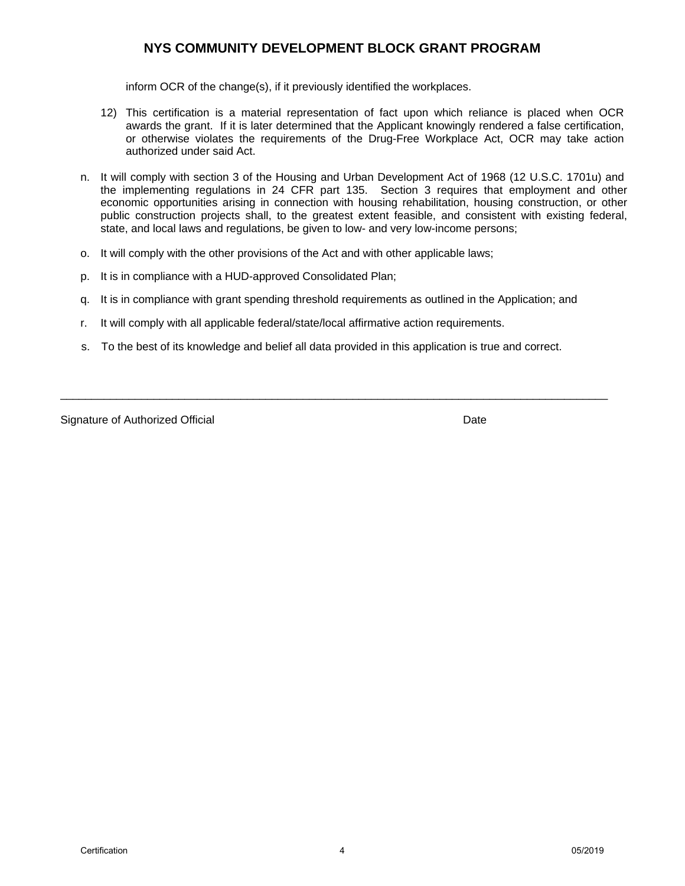inform OCR of the change(s), if it previously identified the workplaces.

12) This certification is a material representation of fact upon which reliance is placed when OCR awards the grant. If it is later determined that the Applicant knowingly rendered a false certification, or otherwise violates the requirements of the Drug-Free Workplace Act, OCR may take action authorized under said Act.

n. It will comply with section 3 of the Housing and Urban Development Act of 1968 (12 U.S.C. 1701u) and the implementing regulations in 24 CFR part 135. Section 3 requires that employment and other economic opportunities arising in connection with housing rehabilitation, housing construction, or other public construction projects shall, to the greatest extent feasible, and consistent with existing federal, state, and local laws and regulations, be given to low- and very low-income persons;

o. It will comply with the other provisions of the Act and with other applicable laws;

p. It is in compliance with a HUD-approved Consolidated Plan;

q. It is in compliance with grant spending threshold requirements as outlined in the Application; and

r. It will comply with all applicable federal/state/local affirmative action requirements.

s. To the best of its knowledge and belief all data provided in this application is true and correct.

_______________________________________________________________________________

Signature of Authorized Official                                                                 Date